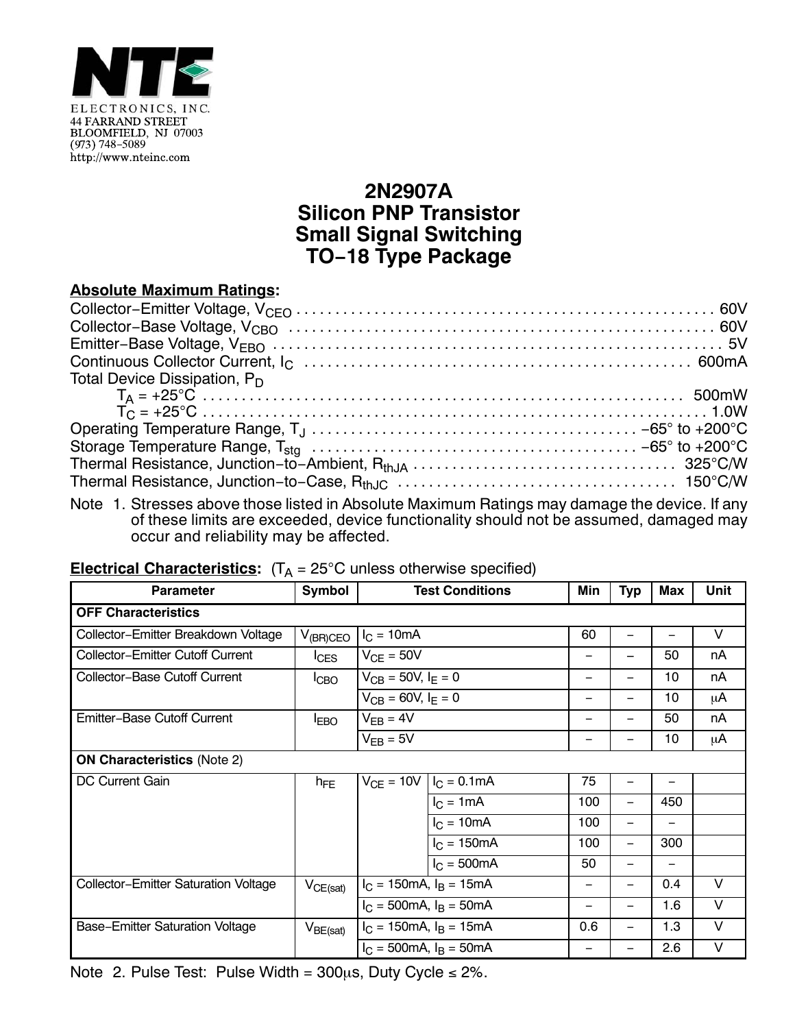NTE ELECTRONICS, INC.
44 FARRAND STREET
BLOOMFIELD, NJ 07003
(973) 748–5089
http://www.nteinc.com

# 2N2907A
# Silicon PNP Transistor
# Small Signal Switching
# TO–18 Type Package

**Absolute Maximum Ratings:**

Collector–Emitter Voltage, $V_{CEO}$ .......... 60V
Collector–Base Voltage, $V_{CBO}$ .......... 60V
Emitter–Base Voltage, $V_{EBO}$ .......... 5V
Continuous Collector Current, $I_C$ .......... 600mA
Total Device Dissipation, $P_D$
  $T_A$ = +25°C .......... 500mW
  $T_C$ = +25°C .......... 1.0W
Operating Temperature Range, $T_J$ .......... –65° to +200°C
Storage Temperature Range, $T_{stg}$ .......... –65° to +200°C
Thermal Resistance, Junction–to–Ambient, $R_{thJA}$ .......... 325°C/W
Thermal Resistance, Junction–to–Case, $R_{thJC}$ .......... 150°C/W

Note 1. Stresses above those listed in Absolute Maximum Ratings may damage the device. If any of these limits are exceeded, device functionality should not be assumed, damaged may occur and reliability may be affected.

**Electrical Characteristics:** ($T_A$ = 25°C unless otherwise specified)

| Parameter | Symbol | Test Conditions | | Min | Typ | Max | Unit |
|---|---|---|---|---|---|---|---|
| **OFF Characteristics** | | | | | | | |
| Collector–Emitter Breakdown Voltage | $V_{(BR)CEO}$ | $I_C$ = 10mA | | 60 | – | – | V |
| Collector–Emitter Cutoff Current | $I_{CES}$ | $V_{CE}$ = 50V | | – | – | 50 | nA |
| Collector–Base Cutoff Current | $I_{CBO}$ | $V_{CB}$ = 50V, $I_E$ = 0 | | – | – | 10 | nA |
| | | $V_{CB}$ = 60V, $I_E$ = 0 | | – | – | 10 | μA |
| Emitter–Base Cutoff Current | $I_{EBO}$ | $V_{EB}$ = 4V | | – | – | 50 | nA |
| | | $V_{EB}$ = 5V | | – | – | 10 | μA |
| **ON Characteristics** (Note 2) | | | | | | | |
| DC Current Gain | $h_{FE}$ | $V_{CE}$ = 10V | $I_C$ = 0.1mA | 75 | – | – | |
| | | | $I_C$ = 1mA | 100 | – | 450 | |
| | | | $I_C$ = 10mA | 100 | – | – | |
| | | | $I_C$ = 150mA | 100 | – | 300 | |
| | | | $I_C$ = 500mA | 50 | – | – | |
| Collector–Emitter Saturation Voltage | $V_{CE(sat)}$ | $I_C$ = 150mA, $I_B$ = 15mA | | – | – | 0.4 | V |
| | | $I_C$ = 500mA, $I_B$ = 50mA | | – | – | 1.6 | V |
| Base–Emitter Saturation Voltage | $V_{BE(sat)}$ | $I_C$ = 150mA, $I_B$ = 15mA | | 0.6 | – | 1.3 | V |
| | | $I_C$ = 500mA, $I_B$ = 50mA | | – | – | 2.6 | V |

Note 2. Pulse Test: Pulse Width = 300μs, Duty Cycle ≤ 2%.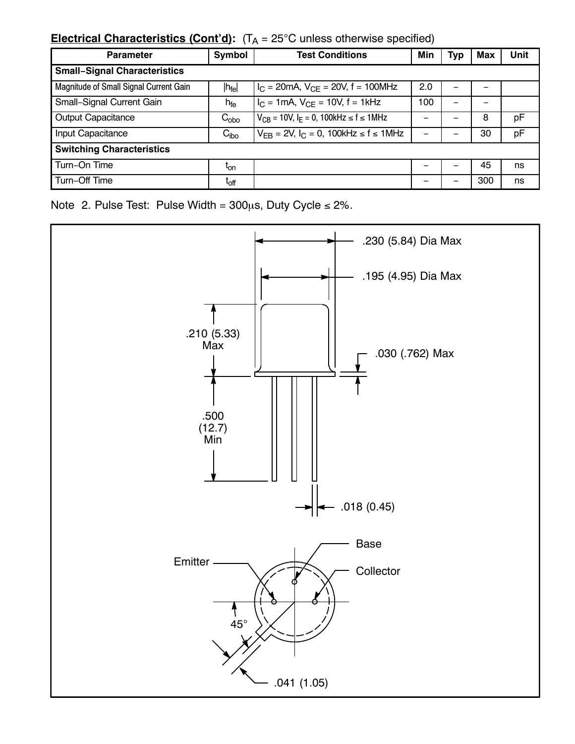**Electrical Characteristics (Cont'd):** ($T_A$ = 25°C unless otherwise specified)

| Parameter | Symbol | Test Conditions | Min | Typ | Max | Unit |
|---|---|---|---|---|---|---|
| **Small–Signal Characteristics** | | | | | | |
| Magnitude of Small Signal Current Gain | $\lvert h_{fe} \rvert$ | $I_C$ = 20mA, $V_{CE}$ = 20V, f = 100MHz | 2.0 | – | – | |
| Small–Signal Current Gain | $h_{fe}$ | $I_C$ = 1mA, $V_{CE}$ = 10V, f = 1kHz | 100 | – | – | |
| Output Capacitance | $C_{obo}$ | $V_{CB}$ = 10V, $I_E$ = 0, 100kHz ≤ f ≤ 1MHz | – | – | 8 | pF |
| Input Capacitance | $C_{ibo}$ | $V_{EB}$ = 2V, $I_C$ = 0, 100kHz ≤ f ≤ 1MHz | – | – | 30 | pF |
| **Switching Characteristics** | | | | | | |
| Turn–On Time | $t_{on}$ | | – | – | 45 | ns |
| Turn–Off Time | $t_{off}$ | | – | – | 300 | ns |

Note 2. Pulse Test: Pulse Width = 300μs, Duty Cycle ≤ 2%.

.230 (5.84) Dia Max

.195 (4.95) Dia Max

.210 (5.33) Max

.030 (.762) Max

.500 (12.7) Min

.018 (0.45)

Base

Emitter

Collector

45°

.041 (1.05)